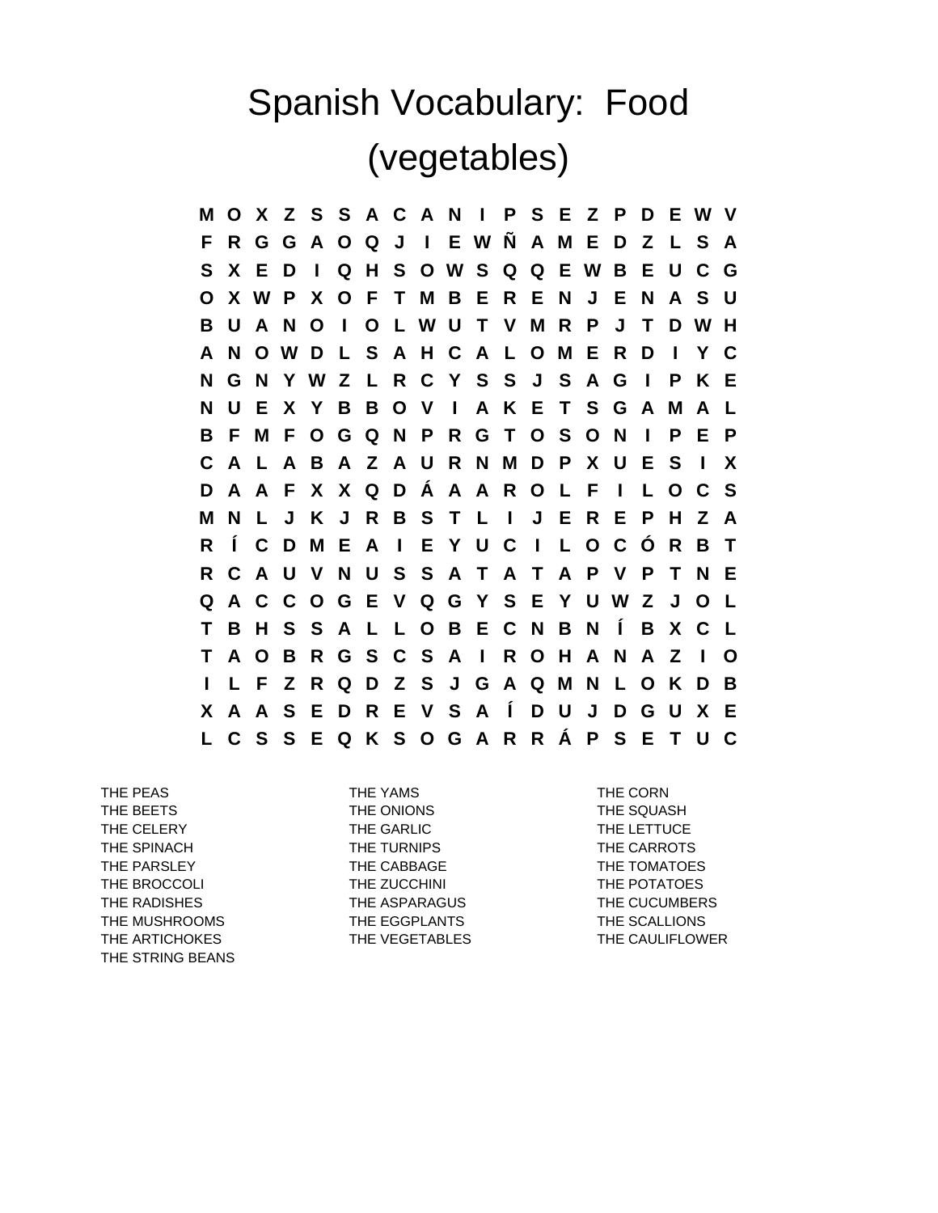# Spanish Vocabulary: Food (vegetables)

```
M O X Z S S A C A N I P S E Z P D E W V
F R G G A O Q J I E W Ñ A M E D Z L S A
S X E D I Q H S O W S Q Q E W B E U C G
O X W P X O F T M B E R E N J E N A S U
B U A N O I O L W U T V M R P J T D W H
A N O W D L S A H C A L O M E R D I Y C
N G N Y W Z L R C Y S S J S A G I P K E
N U E X Y B B O V I A K E T S G A M A L
B F M F O G Q N P R G T O S O N I P E P
C A L A B A Z A U R N M D P X U E S I X
D A A F X X Q D Á A A R O L F I L O C S
M N L J K J R B S T L I J E R E P H Z A
R Í C D M E A I E Y U C I L O C Ó R B T
R C A U V N U S S A T A T A P V P T N E
Q A C C O G E V Q G Y S E Y U W Z J O L
T B H S S A L L O B E C N B N Í B X C L
T A O B R G S C S A I R O H A N A Z I O
I L F Z R Q D Z S J G A Q M N L O K D B
X A A S E D R E V S A Í D U J D G U X E
L C S S E Q K S O G A R R Á P S E T U C
```

- THE PEAS
- THE BEETS
- THE CELERY
- THE SPINACH
- THE PARSLEY
- THE BROCCOLI
- THE RADISHES
- THE MUSHROOMS
- THE ARTICHOKES
- THE STRING BEANS
- THE YAMS
- THE ONIONS
- THE GARLIC
- THE TURNIPS
- THE CABBAGE
- THE ZUCCHINI
- THE ASPARAGUS
- THE EGGPLANTS
- THE VEGETABLES
- THE CORN
- THE SQUASH
- THE LETTUCE
- THE CARROTS
- THE TOMATOES
- THE POTATOES
- THE CUCUMBERS
- THE SCALLIONS
- THE CAULIFLOWER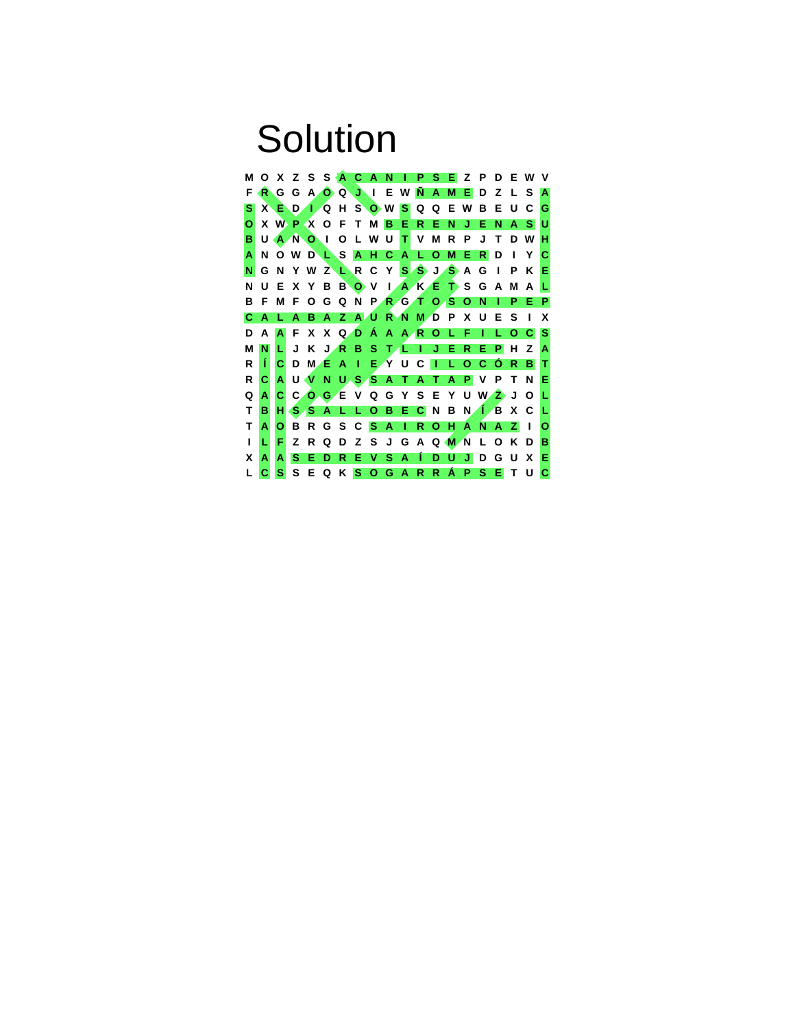# Solution

| | | | | | | | | | | | | | | | | | | | |
|---|---|---|---|---|---|---|---|---|---|---|---|---|---|---|---|---|---|---|---|
| M | O | X | Z | S | S | A | C | A | N | I | P | S | E | Z | P | D | E | W | V |
| F | R | G | G | A | O | Q | J | I | E | W | Ñ | A | M | E | D | Z | L | S | A |
| S | X | E | D | I | Q | H | S | O | W | S | Q | Q | E | W | B | E | U | C | G |
| O | X | W | P | X | O | F | T | M | B | E | R | E | N | J | E | N | A | S | U |
| B | U | A | N | O | I | O | L | W | U | T | V | M | R | P | J | T | D | W | H |
| A | N | O | W | D | L | S | A | H | C | A | L | O | M | E | R | D | I | Y | C |
| N | G | N | Y | W | Z | L | R | C | Y | S | S | J | S | A | G | I | P | K | E |
| N | U | E | X | Y | B | B | O | V | I | A | K | E | T | S | G | A | M | A | L |
| B | F | M | F | O | G | Q | N | P | R | G | T | O | S | O | N | I | P | E | P |
| C | A | L | A | B | A | Z | A | U | R | N | M | D | P | X | U | E | S | I | X |
| D | A | A | F | X | X | Q | D | Á | A | A | R | O | L | F | I | L | O | C | S |
| M | N | L | J | K | J | R | B | S | T | L | I | J | E | R | E | P | H | Z | A |
| R | Í | C | D | M | E | A | I | E | Y | U | C | I | L | O | C | Ó | R | B | T |
| R | C | A | U | V | N | U | S | S | A | T | A | T | A | P | V | P | T | N | E |
| Q | A | C | C | O | G | E | V | Q | G | Y | S | E | Y | U | W | Z | J | O | L |
| T | B | H | S | S | A | L | L | O | B | E | C | N | B | N | Í | B | X | C | L |
| T | A | O | B | R | G | S | C | S | A | I | R | O | H | A | N | A | Z | I | O |
| I | L | F | Z | R | Q | D | Z | S | J | G | A | Q | M | N | L | O | K | D | B |
| X | A | A | S | E | D | R | E | V | S | A | Í | D | U | J | D | G | U | X | E |
| L | C | S | S | E | Q | K | S | O | G | A | R | R | Á | P | S | E | T | U | C |